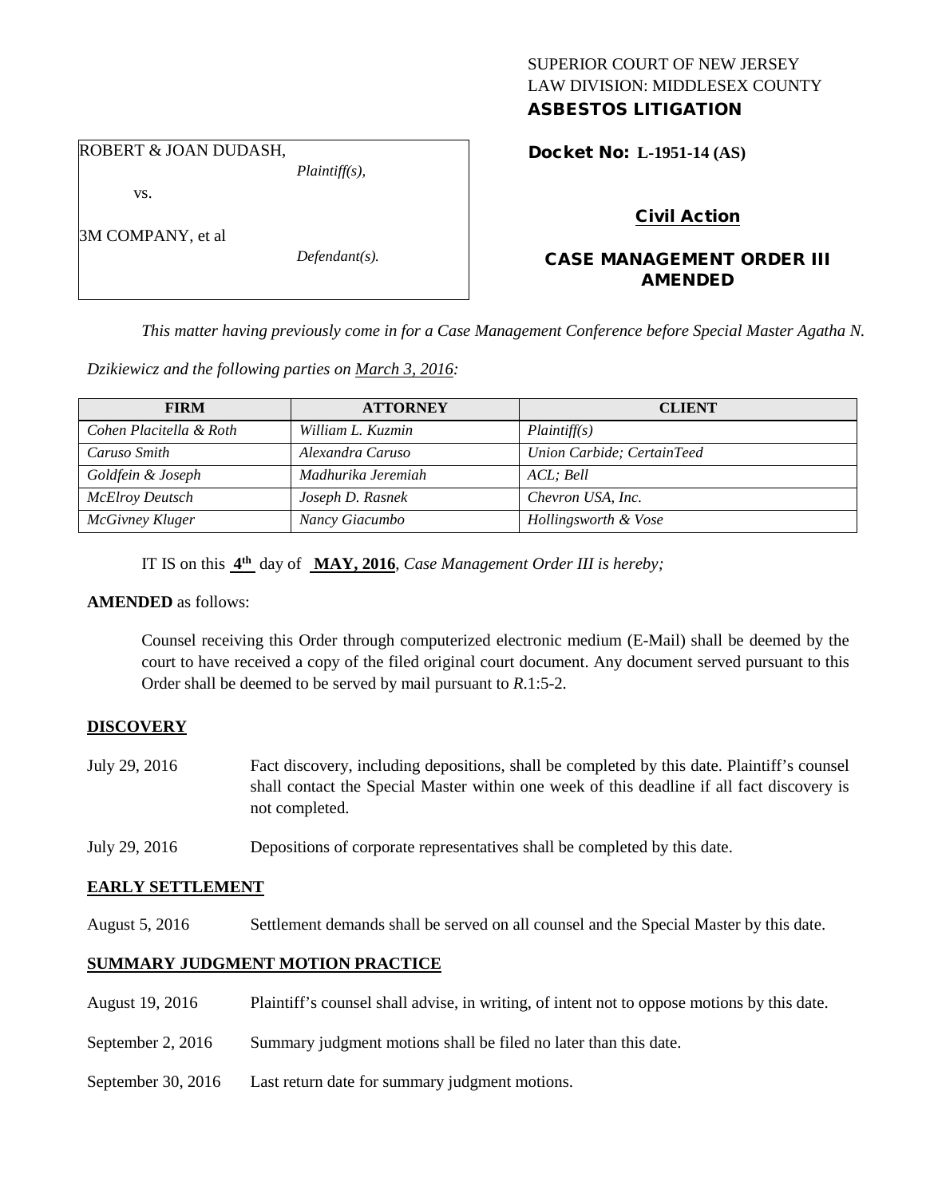SUPERIOR COURT OF NEW JERSEY
LAW DIVISION: MIDDLESEX COUNTY
**ASBESTOS LITIGATION**

ROBERT & JOAN DUDASH,
*Plaintiff(s),*

vs.

3M COMPANY, et al
*Defendant(s).*

**Docket No: L-1951-14 (AS)**

**Civil Action**

**CASE MANAGEMENT ORDER III AMENDED**

*This matter having previously come in for a Case Management Conference before Special Master Agatha N. Dzikiewicz and the following parties on March 3, 2016:*

| FIRM | ATTORNEY | CLIENT |
|---|---|---|
| *Cohen Placitella & Roth* | *William L. Kuzmin* | *Plaintiff(s)* |
| *Caruso Smith* | *Alexandra Caruso* | *Union Carbide; CertainTeed* |
| *Goldfein & Joseph* | *Madhurika Jeremiah* | *ACL; Bell* |
| *McElroy Deutsch* | *Joseph D. Rasnek* | *Chevron USA, Inc.* |
| *McGivney Kluger* | *Nancy Giacumbo* | *Hollingsworth & Vose* |

IT IS on this **4th** day of **MAY, 2016**, *Case Management Order III is hereby;*

**AMENDED** as follows:

Counsel receiving this Order through computerized electronic medium (E-Mail) shall be deemed by the court to have received a copy of the filed original court document. Any document served pursuant to this Order shall be deemed to be served by mail pursuant to *R*.1:5-2.

**DISCOVERY**

July 29, 2016 — Fact discovery, including depositions, shall be completed by this date. Plaintiff's counsel shall contact the Special Master within one week of this deadline if all fact discovery is not completed.

July 29, 2016 — Depositions of corporate representatives shall be completed by this date.

**EARLY SETTLEMENT**

August 5, 2016 — Settlement demands shall be served on all counsel and the Special Master by this date.

**SUMMARY JUDGMENT MOTION PRACTICE**

August 19, 2016 — Plaintiff's counsel shall advise, in writing, of intent not to oppose motions by this date.

September 2, 2016 — Summary judgment motions shall be filed no later than this date.

September 30, 2016 — Last return date for summary judgment motions.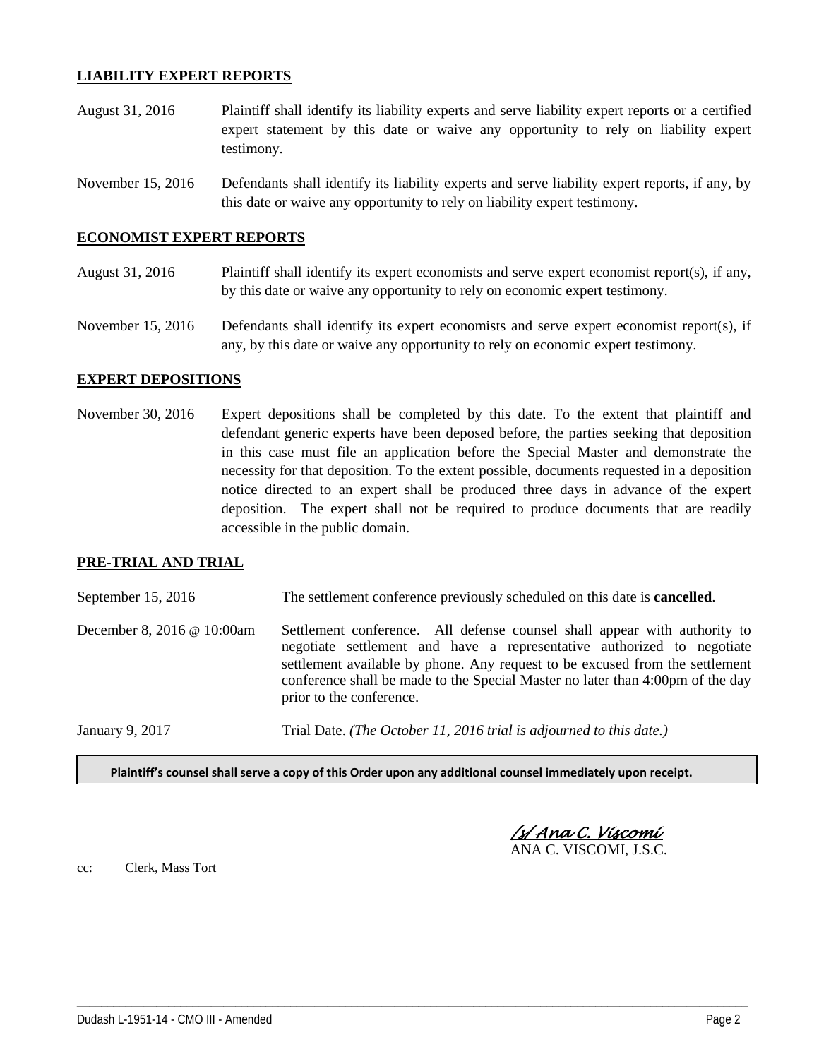**LIABILITY EXPERT REPORTS**

| | |
|---|---|
| August 31, 2016 | Plaintiff shall identify its liability experts and serve liability expert reports or a certified expert statement by this date or waive any opportunity to rely on liability expert testimony. |
| November 15, 2016 | Defendants shall identify its liability experts and serve liability expert reports, if any, by this date or waive any opportunity to rely on liability expert testimony. |

**ECONOMIST EXPERT REPORTS**

| | |
|---|---|
| August 31, 2016 | Plaintiff shall identify its expert economists and serve expert economist report(s), if any, by this date or waive any opportunity to rely on economic expert testimony. |
| November 15, 2016 | Defendants shall identify its expert economists and serve expert economist report(s), if any, by this date or waive any opportunity to rely on economic expert testimony. |

**EXPERT DEPOSITIONS**

| | |
|---|---|
| November 30, 2016 | Expert depositions shall be completed by this date. To the extent that plaintiff and defendant generic experts have been deposed before, the parties seeking that deposition in this case must file an application before the Special Master and demonstrate the necessity for that deposition. To the extent possible, documents requested in a deposition notice directed to an expert shall be produced three days in advance of the expert deposition. The expert shall not be required to produce documents that are readily accessible in the public domain. |

**PRE-TRIAL AND TRIAL**

| | |
|---|---|
| September 15, 2016 | The settlement conference previously scheduled on this date is **cancelled**. |
| December 8, 2016 @ 10:00am | Settlement conference. All defense counsel shall appear with authority to negotiate settlement and have a representative authorized to negotiate settlement available by phone. Any request to be excused from the settlement conference shall be made to the Special Master no later than 4:00pm of the day prior to the conference. |
| January 9, 2017 | Trial Date. *(The October 11, 2016 trial is adjourned to this date.)* |

**Plaintiff's counsel shall serve a copy of this Order upon any additional counsel immediately upon receipt.**

*/s/ Ana C. Viscomi*
ANA C. VISCOMI, J.S.C.

cc: Clerk, Mass Tort

Dudash L-1951-14 - CMO III - Amended